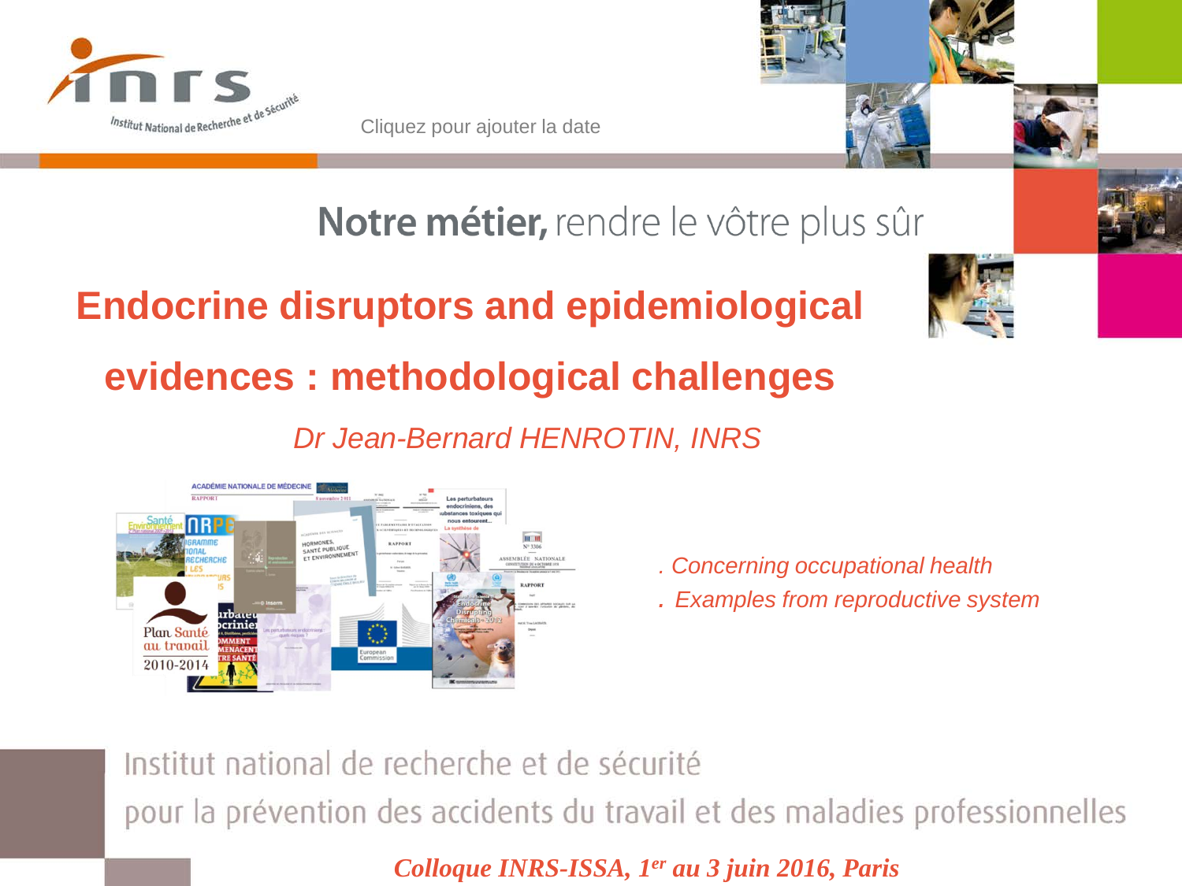Cliquez pour ajouter la date

Notre métier, rendre le vôtre plus sûr

# Endocrine disruptors and epidemiological evidences : methodological challenges

*Dr Jean-Bernard HENROTIN, INRS*

*. Concerning occupational health*

*. Examples from reproductive system*

Institut national de recherche et de sécurité pour la prévention des accidents du travail et des maladies professionnelles

*Colloque INRS-ISSA, 1er au 3 juin 2016, Paris*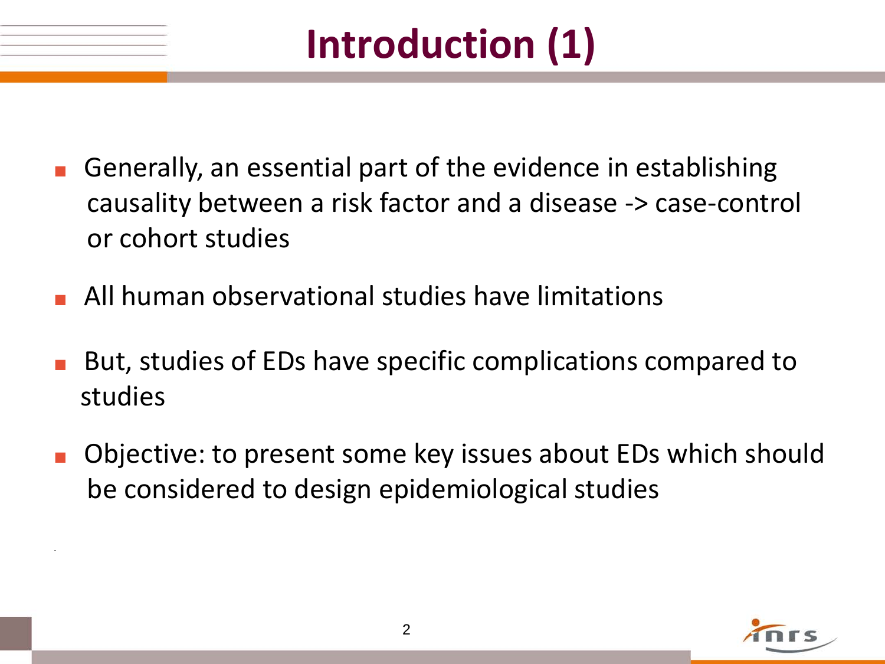# Introduction (1)

- Generally, an essential part of the evidence in establishing causality between a risk factor and a disease -> case-control or cohort studies
- All human observational studies have limitations
- But, studies of EDs have specific complications compared to studies
- Objective: to present some key issues about EDs which should be considered to design epidemiological studies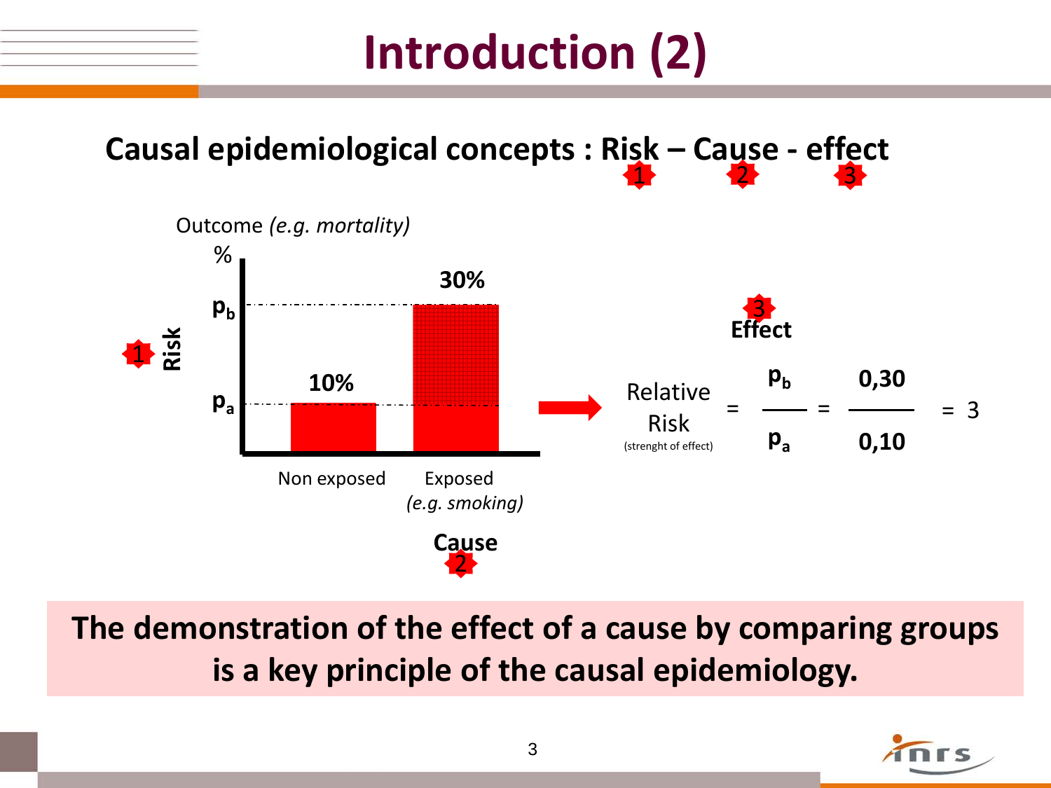# Introduction (2)

## Causal epidemiological concepts : Risk – Cause - effect

1 2 3

Outcome *(e.g. mortality)*

%

Risk 1

$p_b$ — 30%

$p_a$ — 10%

Non exposed | Exposed *(e.g. smoking)*

**Cause** 2

**Effect** 3

$$\text{Relative Risk (strenght of effect)} = \frac{p_b}{p_a} = \frac{0{,}30}{0{,}10} = 3$$

**The demonstration of the effect of a cause by comparing groups is a key principle of the causal epidemiology.**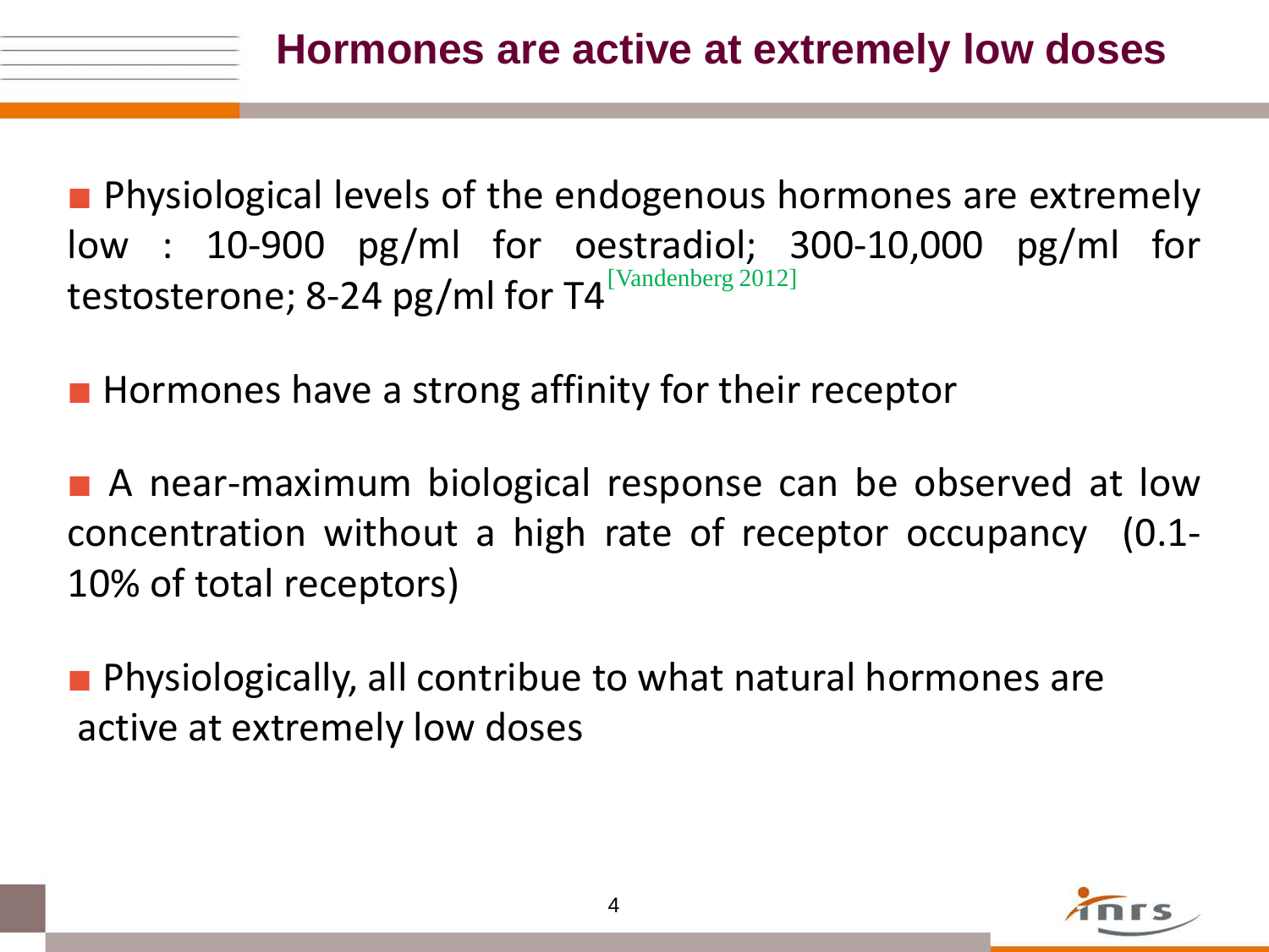# Hormones are active at extremely low doses

- Physiological levels of the endogenous hormones are extremely low : 10-900 pg/ml for oestradiol; 300-10,000 pg/ml for testosterone; 8-24 pg/ml for T4 [Vandenberg 2012]

- Hormones have a strong affinity for their receptor

- A near-maximum biological response can be observed at low concentration without a high rate of receptor occupancy (0.1-10% of total receptors)

- Physiologically, all contribue to what natural hormones are active at extremely low doses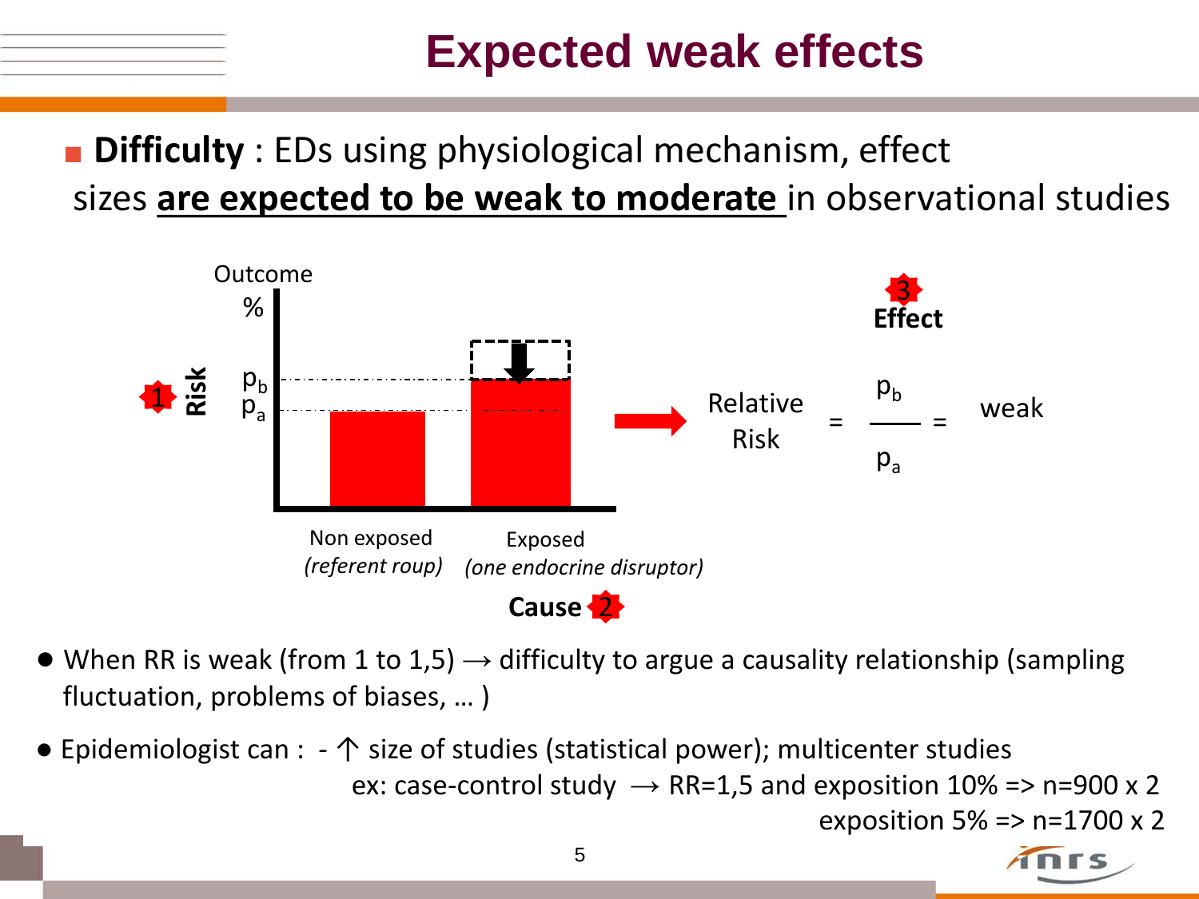# Expected weak effects

- **Difficulty** : EDs using physiological mechanism, effect sizes **<u>are expected to be weak to moderate</u>** in observational studies

Outcome %

**Risk** 1

$p_b$

$p_a$

Non exposed *(referent roup)*

Exposed *(one endocrine disruptor)*

**Cause** 2

3 **Effect**

$$\text{Relative Risk} = \frac{p_b}{p_a} = \text{weak}$$

- When RR is weak (from 1 to 1,5) → difficulty to argue a causality relationship (sampling fluctuation, problems of biases, … )
- Epidemiologist can : - ↑ size of studies (statistical power); multicenter studies
  ex: case-control study → RR=1,5 and exposition 10% => n=900 x 2
  exposition 5% => n=1700 x 2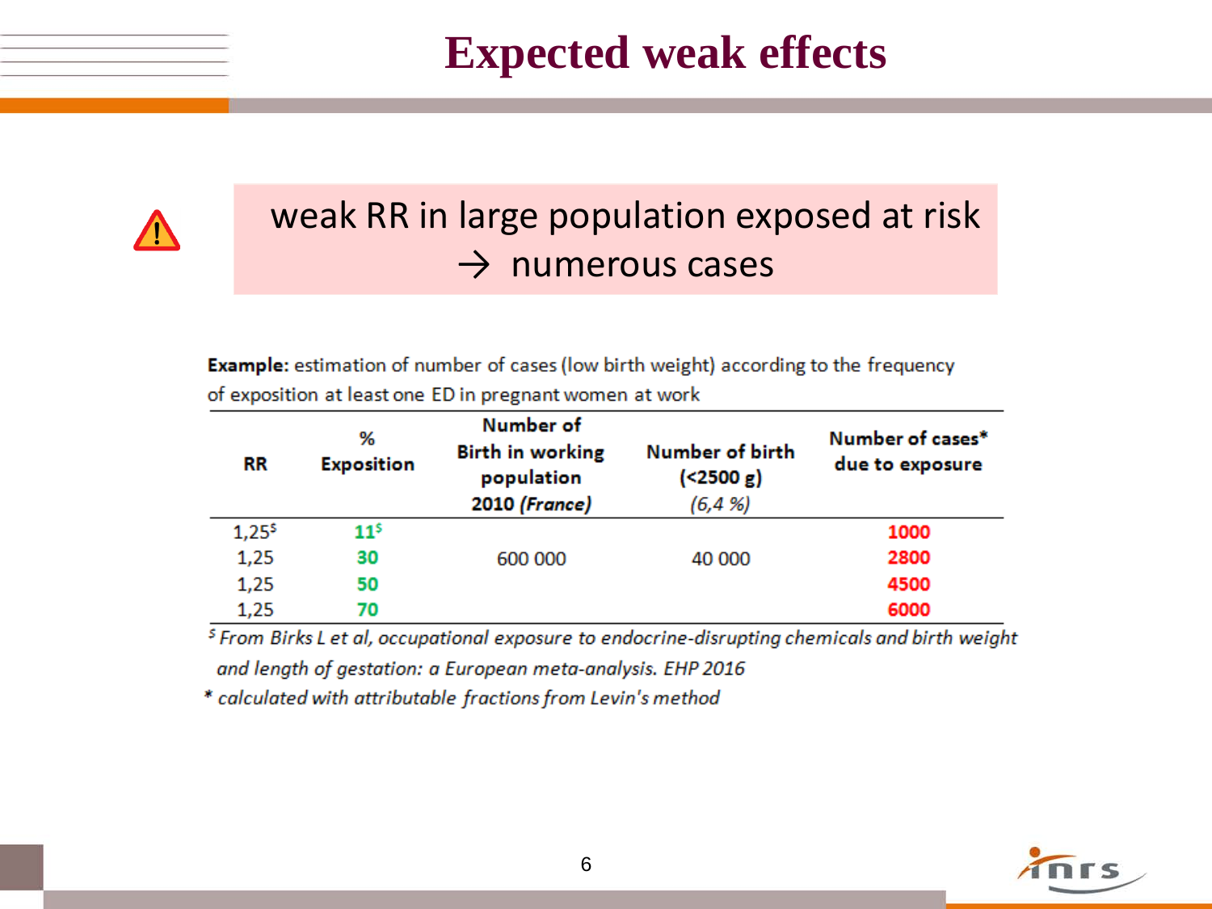# Expected weak effects

weak RR in large population exposed at risk
→ numerous cases

**Example:** estimation of number of cases (low birth weight) according to the frequency of exposition at least one ED in pregnant women at work

| RR | % Exposition | Number of Birth in working population 2010 *(France)* | Number of birth (<2500 g) *(6,4 %)* | Number of cases* due to exposure |
|---|---|---|---|---|
| 1,25[$] | 11[$] | | | 1000 |
| 1,25 | 30 | 600 000 | 40 000 | 2800 |
| 1,25 | 50 | | | 4500 |
| 1,25 | 70 | | | 6000 |

[$] *From Birks L et al, occupational exposure to endocrine-disrupting chemicals and birth weight and length of gestation: a European meta-analysis. EHP 2016*

\* *calculated with attributable fractions from Levin's method*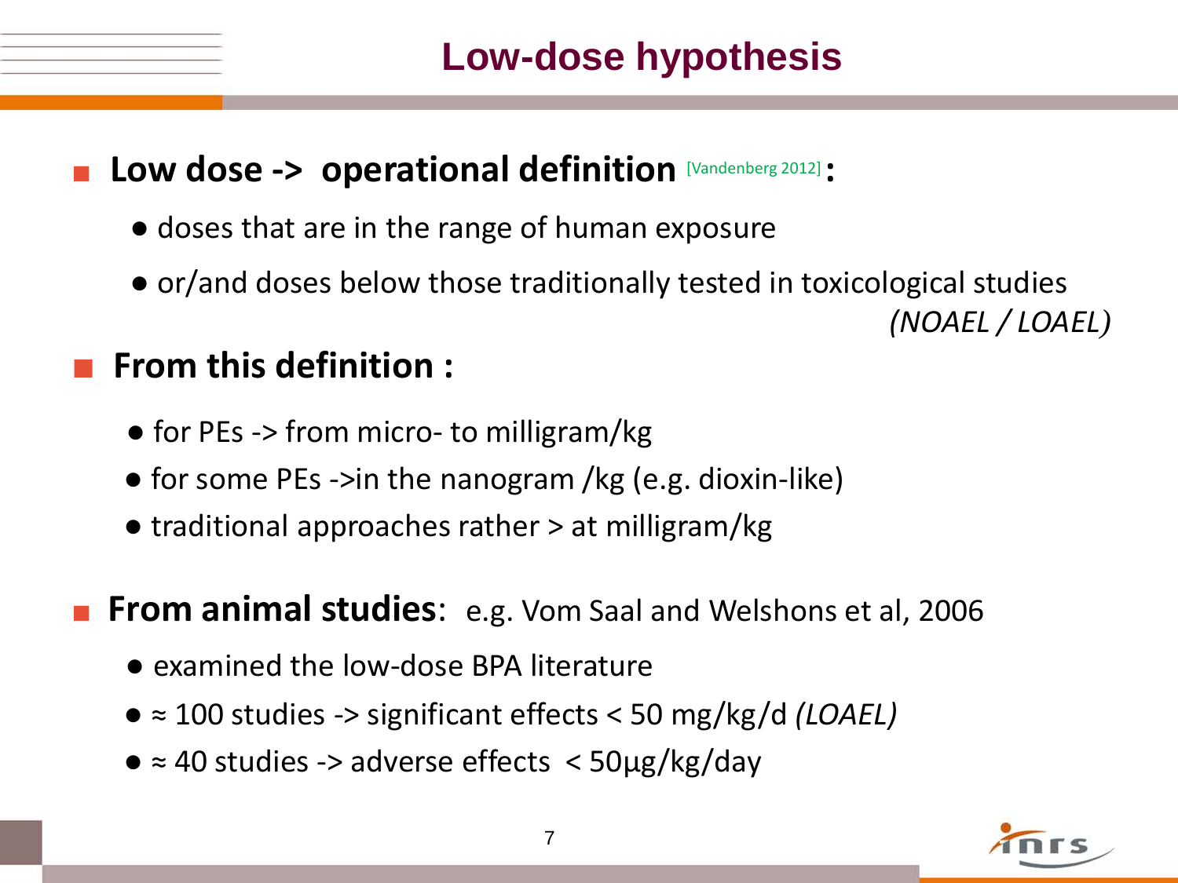# Low-dose hypothesis

- **Low dose -> operational definition** [Vandenberg 2012] **:**
  - doses that are in the range of human exposure
  - or/and doses below those traditionally tested in toxicological studies *(NOAEL / LOAEL)*

- **From this definition :**
  - for PEs -> from micro- to milligram/kg
  - for some PEs ->in the nanogram /kg (e.g. dioxin-like)
  - traditional approaches rather > at milligram/kg

- **From animal studies**: e.g. Vom Saal and Welshons et al, 2006
  - examined the low-dose BPA literature
  - ≈ 100 studies -> significant effects < 50 mg/kg/d *(LOAEL)*
  - ≈ 40 studies -> adverse effects < 50µg/kg/day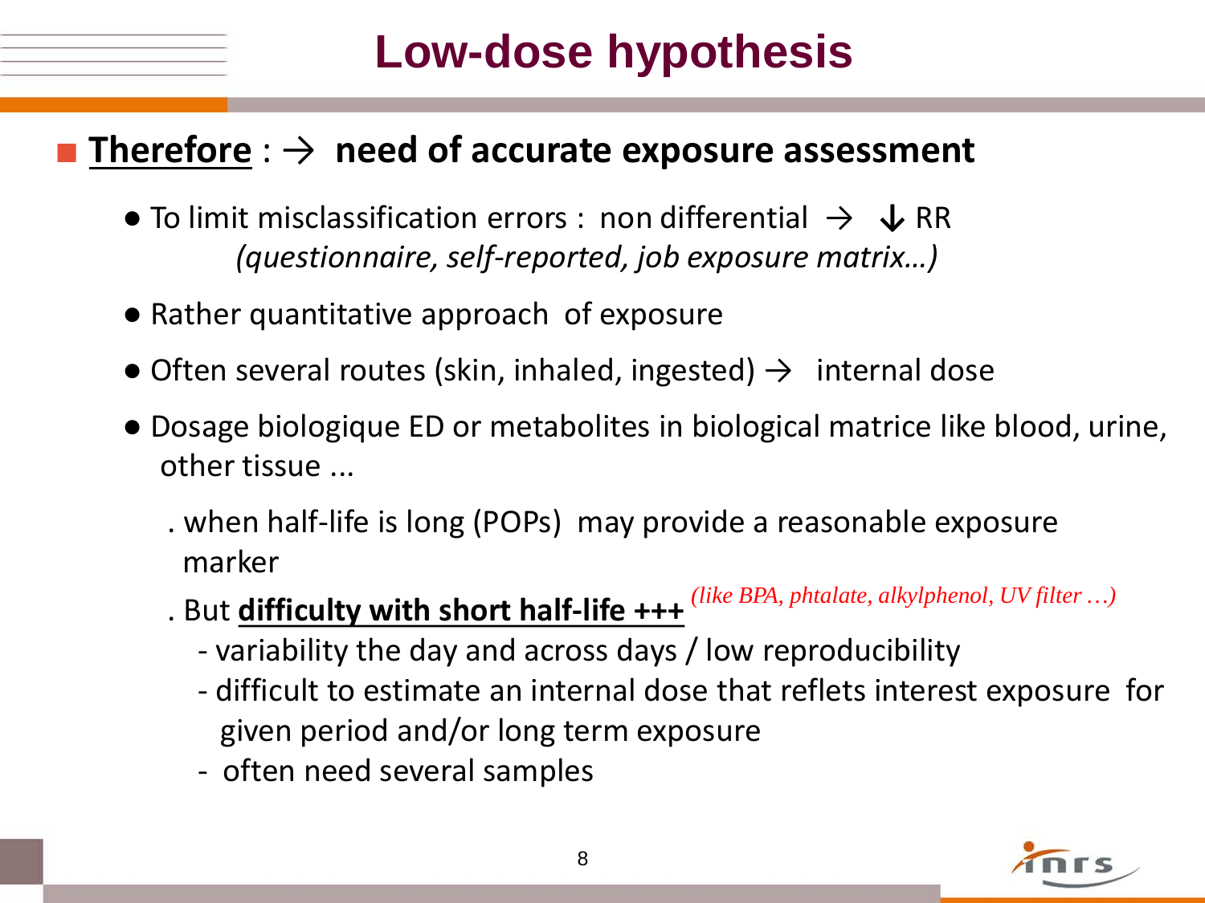# Low-dose hypothesis

- **<u>Therefore</u>** : → **need of accurate exposure assessment**
  - To limit misclassification errors : non differential → ↓ RR
    *(questionnaire, self-reported, job exposure matrix…)*
  - Rather quantitative approach of exposure
  - Often several routes (skin, inhaled, ingested) → internal dose
  - Dosage biologique ED or metabolites in biological matrice like blood, urine, other tissue ...
    - . when half-life is long (POPs) may provide a reasonable exposure marker
    - . But **<u>difficulty with short half-life +++</u>** *(like BPA, phtalate, alkylphenol, UV filter …)*
      - variability the day and across days / low reproducibility
      - difficult to estimate an internal dose that reflets interest exposure for given period and/or long term exposure
      - often need several samples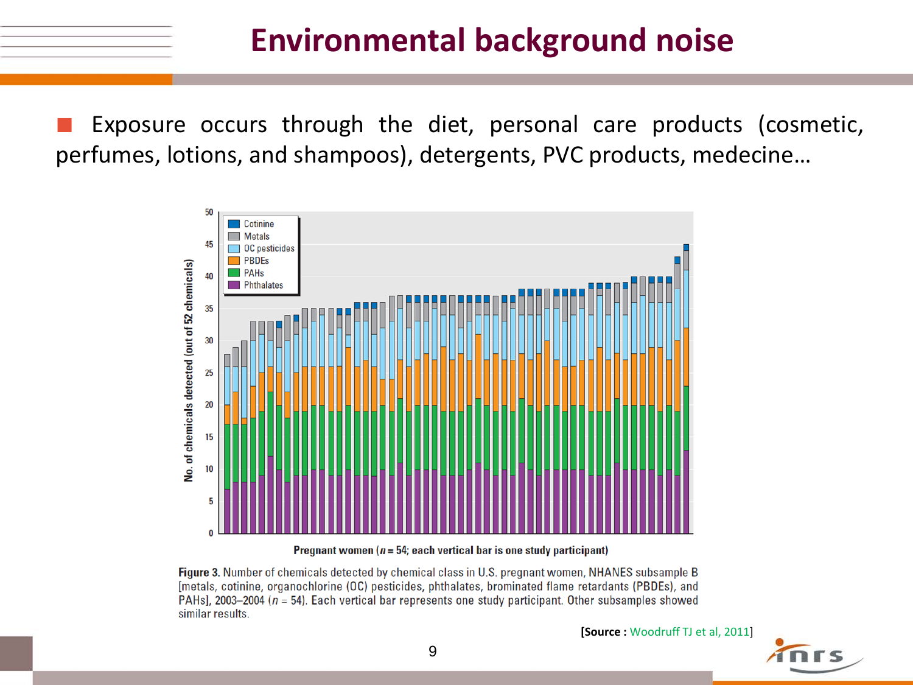# Environmental background noise

- Exposure occurs through the diet, personal care products (cosmetic, perfumes, lotions, and shampoos), detergents, PVC products, medecine…

**Figure 3.** Number of chemicals detected by chemical class in U.S. pregnant women, NHANES subsample B [metals, cotinine, organochlorine (OC) pesticides, phthalates, brominated flame retardants (PBDEs), and PAHs], 2003–2004 ($n$ = 54). Each vertical bar represents one study participant. Other subsamples showed similar results.

**[Source :** Woodruff TJ et al, 2011**]**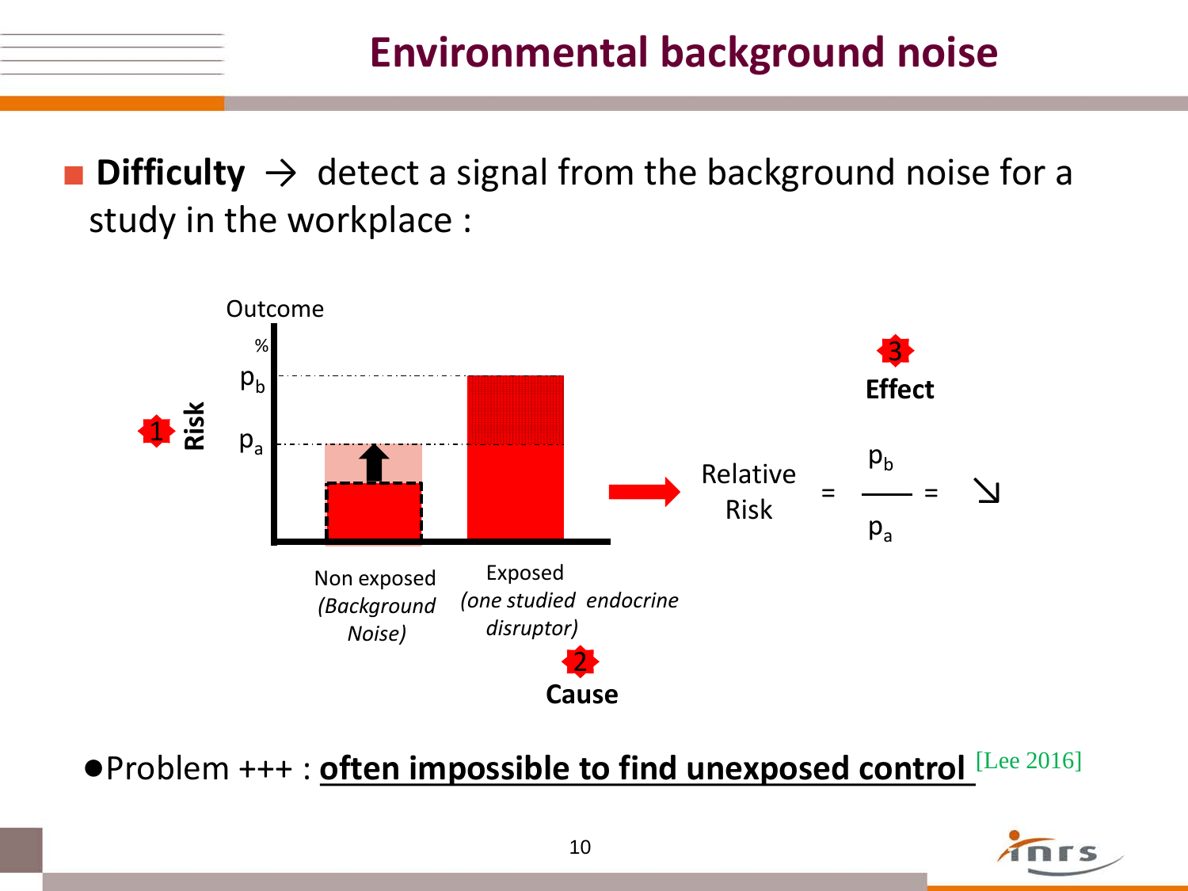# Environmental background noise

- **Difficulty** → detect a signal from the background noise for a study in the workplace :

Outcome

%

$p_b$

$p_a$

1 **Risk**

Non exposed *(Background Noise)*

Exposed *(one studied endocrine disruptor)*

2 **Cause**

3 **Effect**

$$\text{Relative Risk} = \frac{p_b}{p_a} = \searrow$$

- Problem +++ : **often impossible to find unexposed control** [Lee 2016]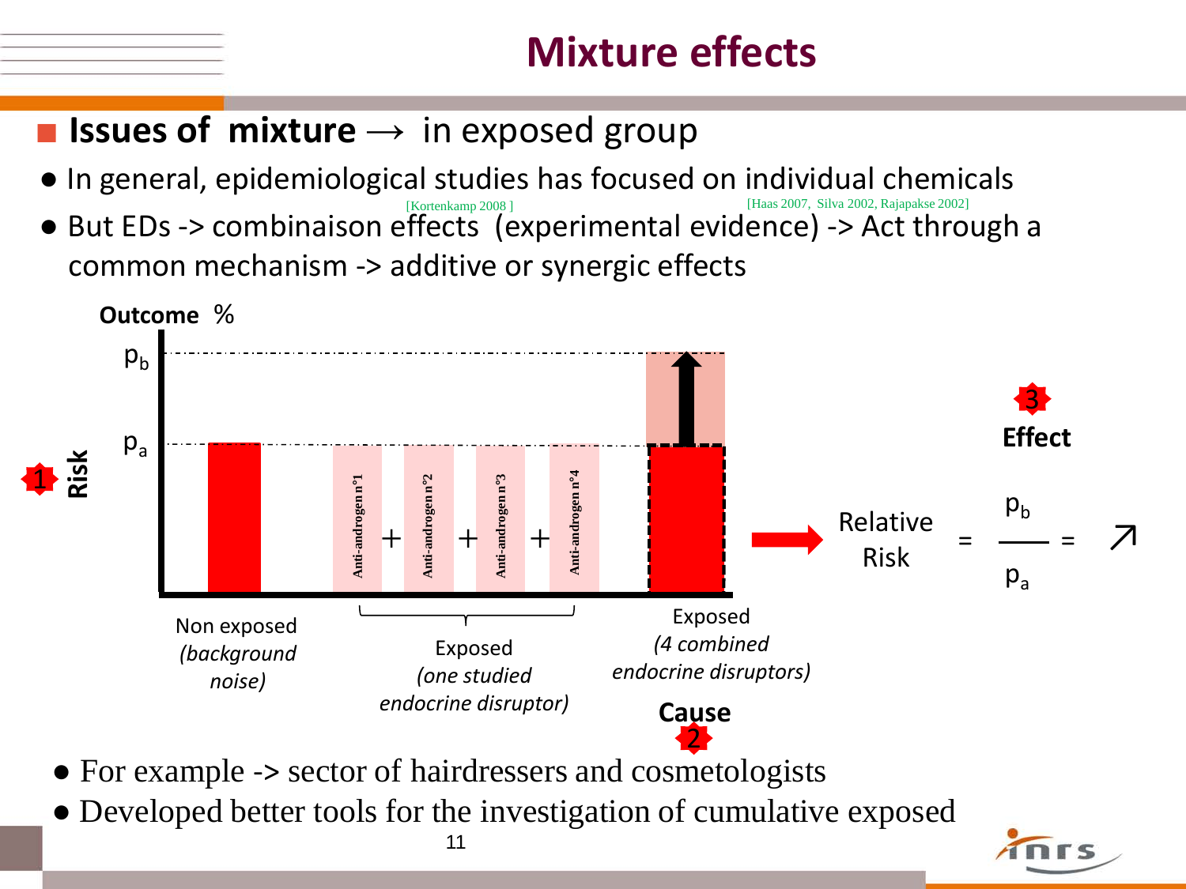# Mixture effects

## Issues of mixture → in exposed group

- In general, epidemiological studies has focused on individual chemicals
- But EDs -> combinaison effects [Kortenkamp 2008] (experimental evidence) [Haas 2007, Silva 2002, Rajapakse 2002] -> Act through a common mechanism -> additive or synergic effects

Outcome %

$p_b$

$p_a$

1 Risk

Anti-androgen n°1 + Anti-androgen n°2 + Anti-androgen n°3 + Anti-androgen n°4

Non exposed *(background noise)*

Exposed *(one studied endocrine disruptor)*

Exposed *(4 combined endocrine disruptors)*

**Cause** 2

3 **Effect**

$$\text{Relative Risk} = \frac{p_b}{p_a} = \nearrow$$

- For example -> sector of hairdressers and cosmetologists
- Developed better tools for the investigation of cumulative exposed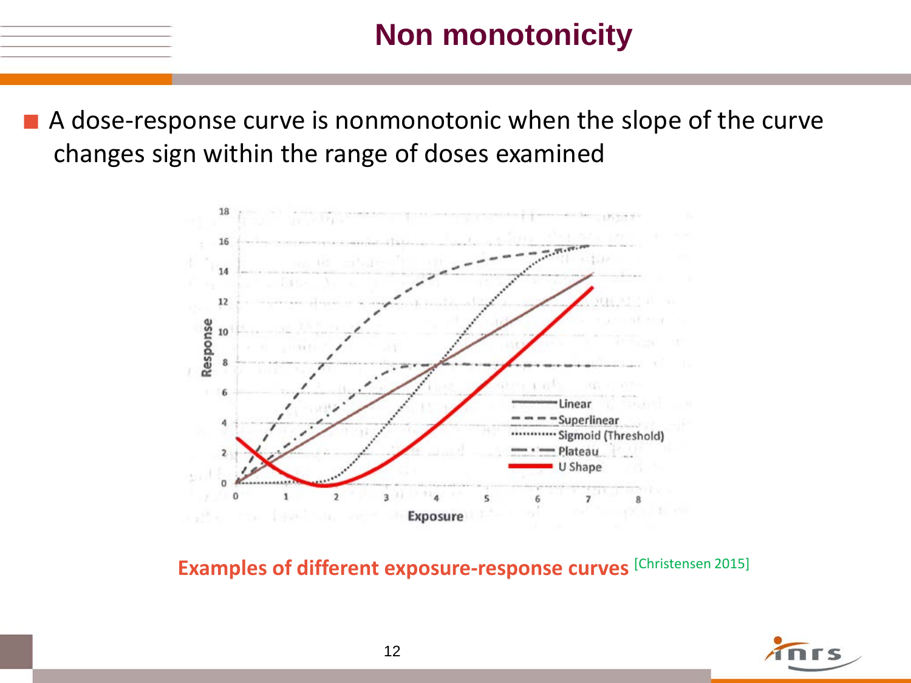# Non monotonicity

- A dose-response curve is nonmonotonic when the slope of the curve changes sign within the range of doses examined

**Examples of different exposure-response curves** [Christensen 2015]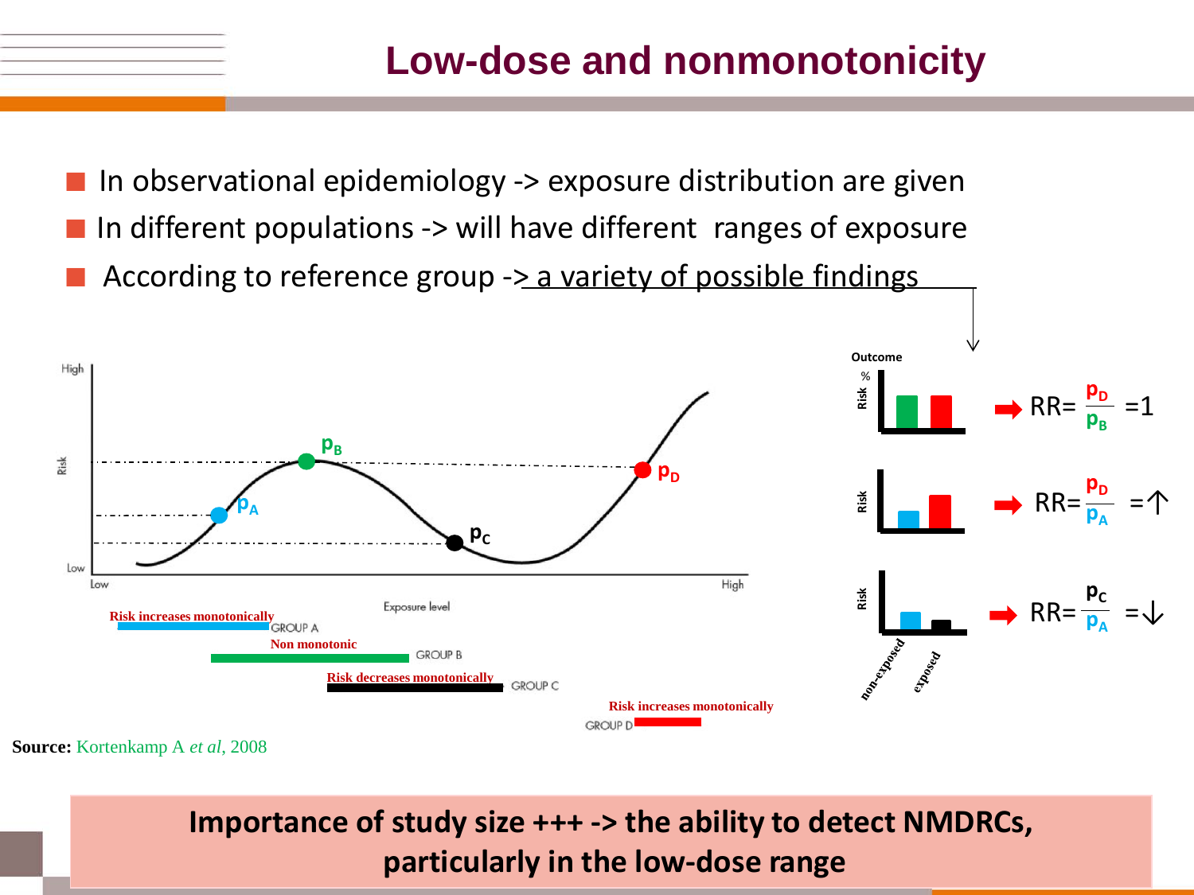# Low-dose and nonmonotonicity

- In observational epidemiology -> exposure distribution are given
- In different populations -> will have different ranges of exposure
- According to reference group -> a variety of possible findings

Risk increases monotonically — GROUP A

Non monotonic — GROUP B

Risk decreases monotonically — GROUP C

Risk increases monotonically — GROUP D

$RR = \frac{p_D}{p_B} = 1$

$RR = \frac{p_D}{p_A} = \uparrow$

$RR = \frac{p_C}{p_A} = \downarrow$

**Source:** Kortenkamp A *et al*, 2008

**Importance of study size +++ -> the ability to detect NMDRCs, particularly in the low-dose range**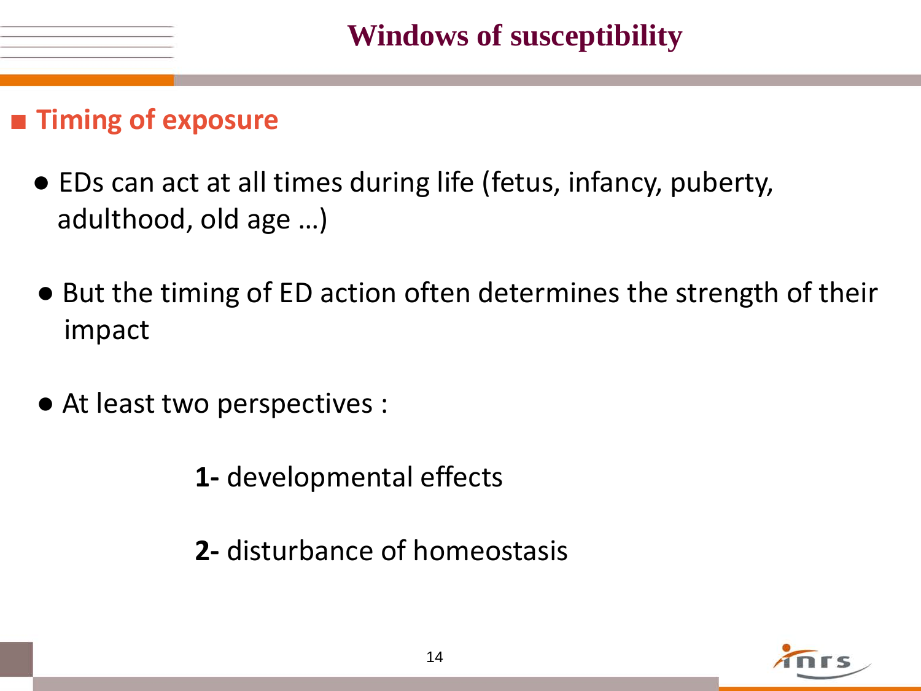# Windows of susceptibility

## Timing of exposure

- EDs can act at all times during life (fetus, infancy, puberty, adulthood, old age …)
- But the timing of ED action often determines the strength of their impact
- At least two perspectives :

  **1-** developmental effects

  **2-** disturbance of homeostasis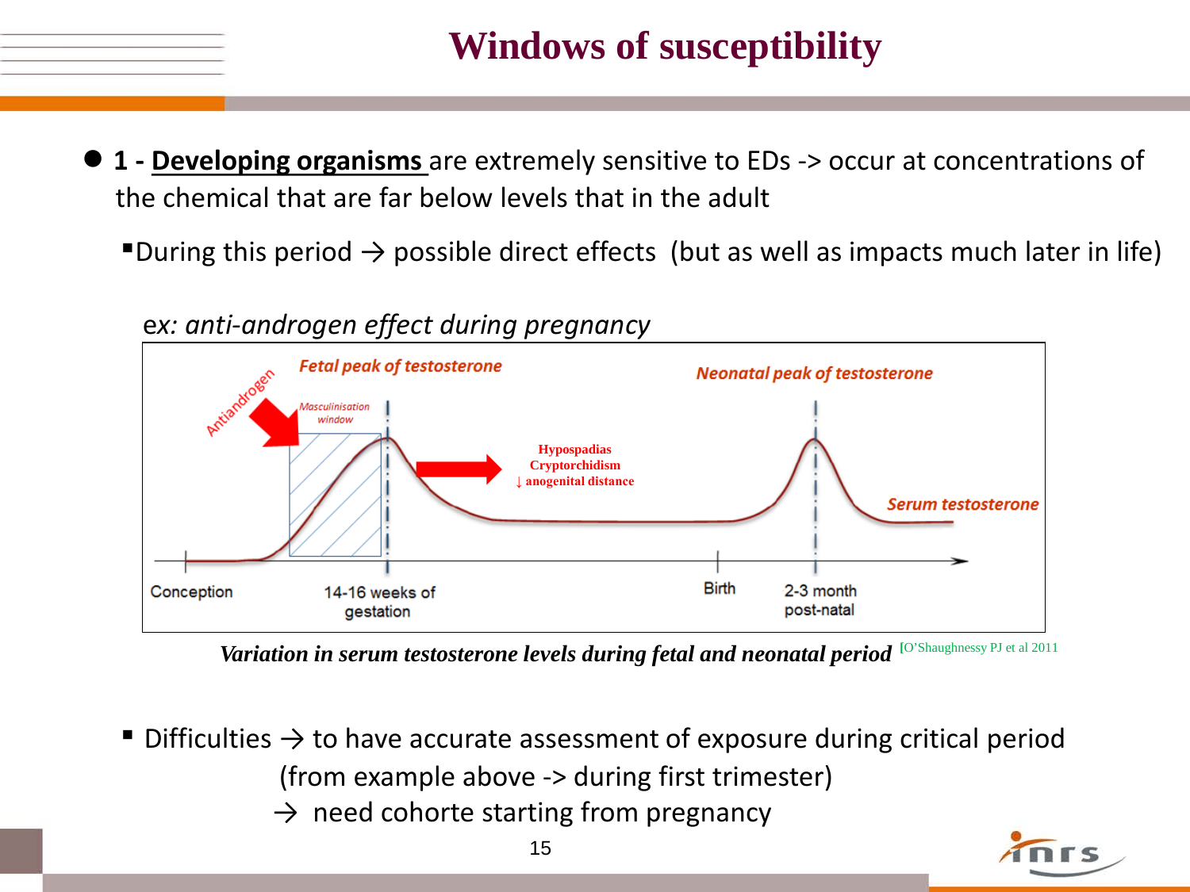# Windows of susceptibility

- **1 - Developing organisms** are extremely sensitive to EDs -> occur at concentrations of the chemical that are far below levels that in the adult
  - During this period → possible direct effects (but as well as impacts much later in life)

ex: *anti-androgen effect during pregnancy*

Antiandrogen

Masculinisation window

*Fetal peak of testosterone*

**Hypospadias**
**Cryptorchidism**
**↓ anogenital distance**

*Neonatal peak of testosterone*

*Serum testosterone*

Conception — 14-16 weeks of gestation — Birth — 2-3 month post-natal

***Variation in serum testosterone levels during fetal and neonatal period*** [O'Shaughnessy PJ et al 2011

- Difficulties → to have accurate assessment of exposure during critical period (from example above -> during first trimester)
  → need cohorte starting from pregnancy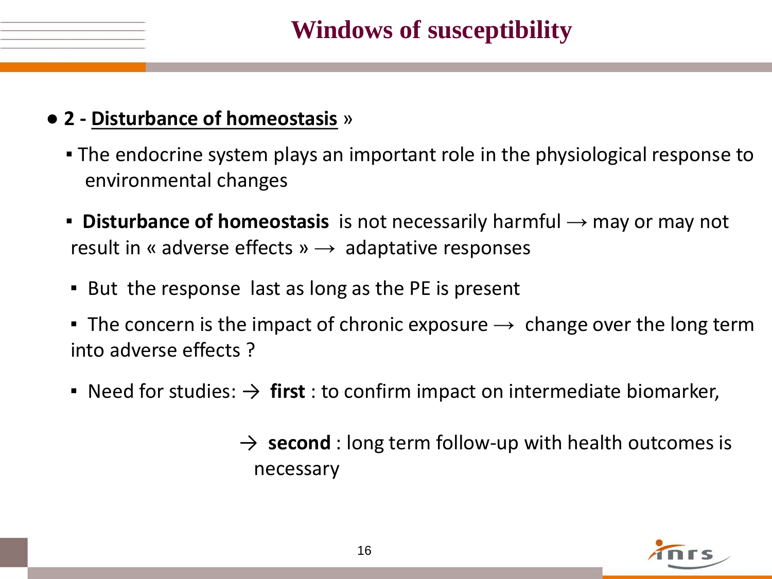# Windows of susceptibility

- **2 - <u>Disturbance of homeostasis</u>** »
  - The endocrine system plays an important role in the physiological response to environmental changes
  - **Disturbance of homeostasis** is not necessarily harmful → may or may not result in « adverse effects » → adaptative responses
  - But the response last as long as the PE is present
  - The concern is the impact of chronic exposure → change over the long term into adverse effects ?
  - Need for studies: → **first** : to confirm impact on intermediate biomarker,

    → **second** : long term follow-up with health outcomes is necessary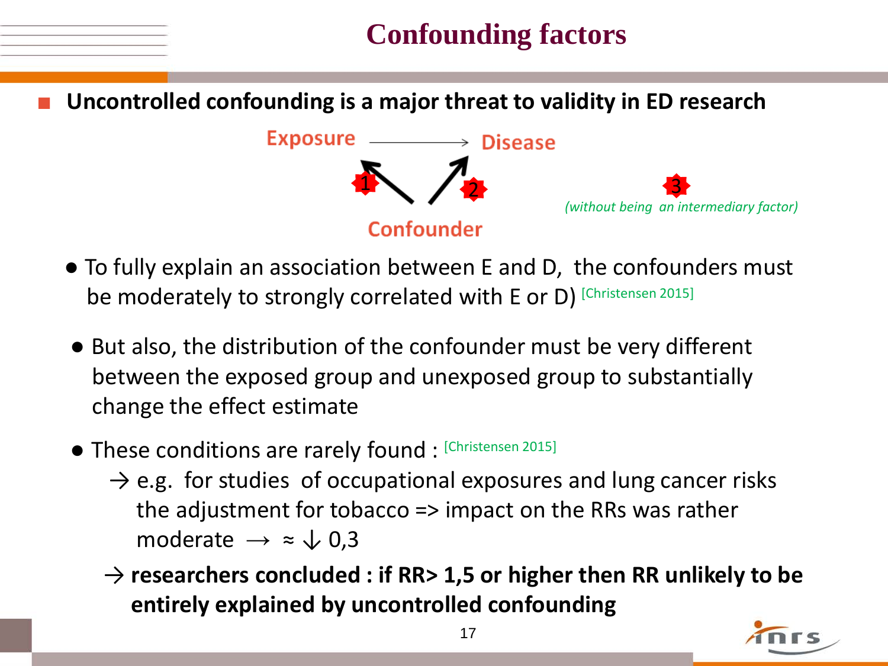# Confounding factors

- **Uncontrolled confounding is a major threat to validity in ED research**

Exposure → Disease

1 ↖ ↗ 2

Confounder

3 *(without being an intermediary factor)*

- To fully explain an association between E and D, the confounders must be moderately to strongly correlated with E or D) [Christensen 2015]

- But also, the distribution of the confounder must be very different between the exposed group and unexposed group to substantially change the effect estimate

- These conditions are rarely found : [Christensen 2015]
  - → e.g. for studies of occupational exposures and lung cancer risks the adjustment for tobacco => impact on the RRs was rather moderate → ≈ ↓ 0,3
  - → **researchers concluded : if RR> 1,5 or higher then RR unlikely to be entirely explained by uncontrolled confounding**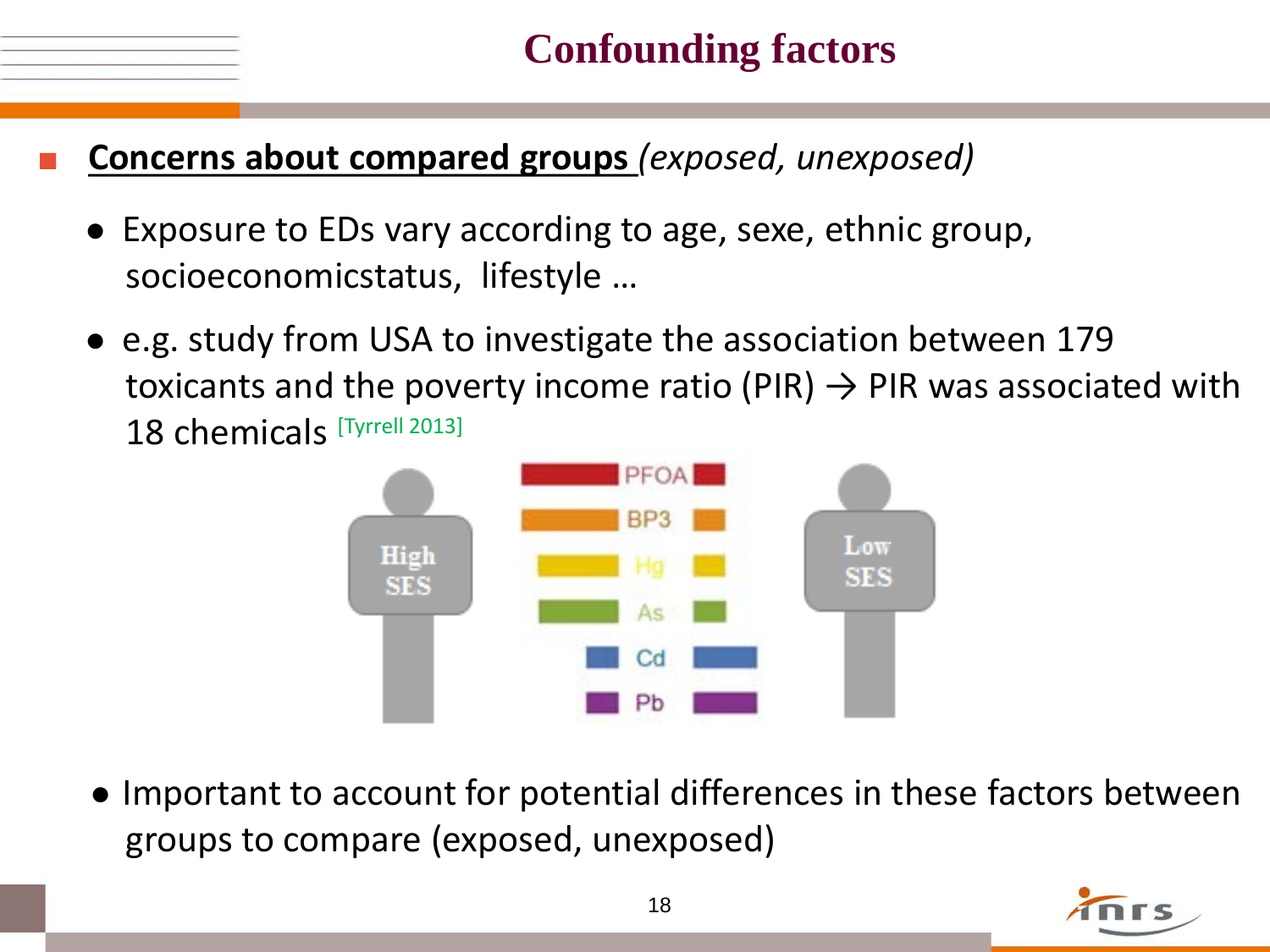# Confounding factors

- **Concerns about compared groups** *(exposed, unexposed)*
  - Exposure to EDs vary according to age, sexe, ethnic group, socioeconomicstatus, lifestyle …
  - e.g. study from USA to investigate the association between 179 toxicants and the poverty income ratio (PIR) → PIR was associated with 18 chemicals [Tyrrell 2013]
  - Important to account for potential differences in these factors between groups to compare (exposed, unexposed)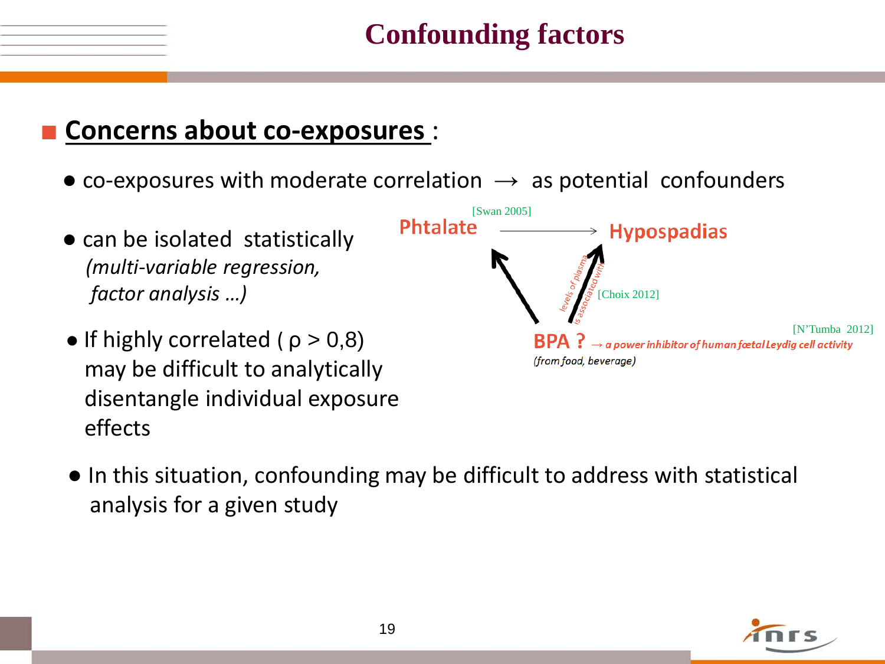# Confounding factors

- **Concerns about co-exposures** :

  - co-exposures with moderate correlation → as potential confounders

  - can be isolated statistically *(multi-variable regression, factor analysis …)*

  - If highly correlated ( $\rho > 0,8$) may be difficult to analytically disentangle individual exposure effects

Phtalate → Hypospadias [Swan 2005]

BPA ? → *a power inhibitor of human fœtal Leydig cell activity* [N'Tumba 2012]

*(from food, beverage)*

*levels of plasma is associated with* [Choix 2012]

  - In this situation, confounding may be difficult to address with statistical analysis for a given study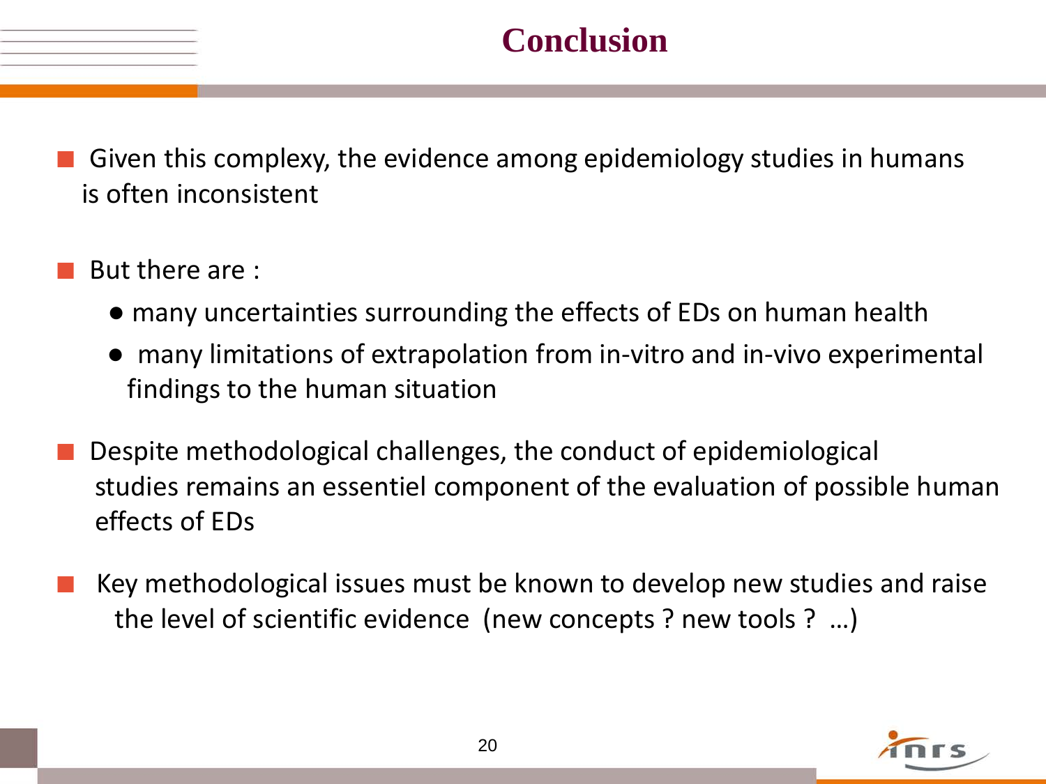# Conclusion

- Given this complexy, the evidence among epidemiology studies in humans is often inconsistent

- But there are :
  - many uncertainties surrounding the effects of EDs on human health
  - many limitations of extrapolation from in-vitro and in-vivo experimental findings to the human situation

- Despite methodological challenges, the conduct of epidemiological studies remains an essentiel component of the evaluation of possible human effects of EDs

- Key methodological issues must be known to develop new studies and raise the level of scientific evidence (new concepts ? new tools ? …)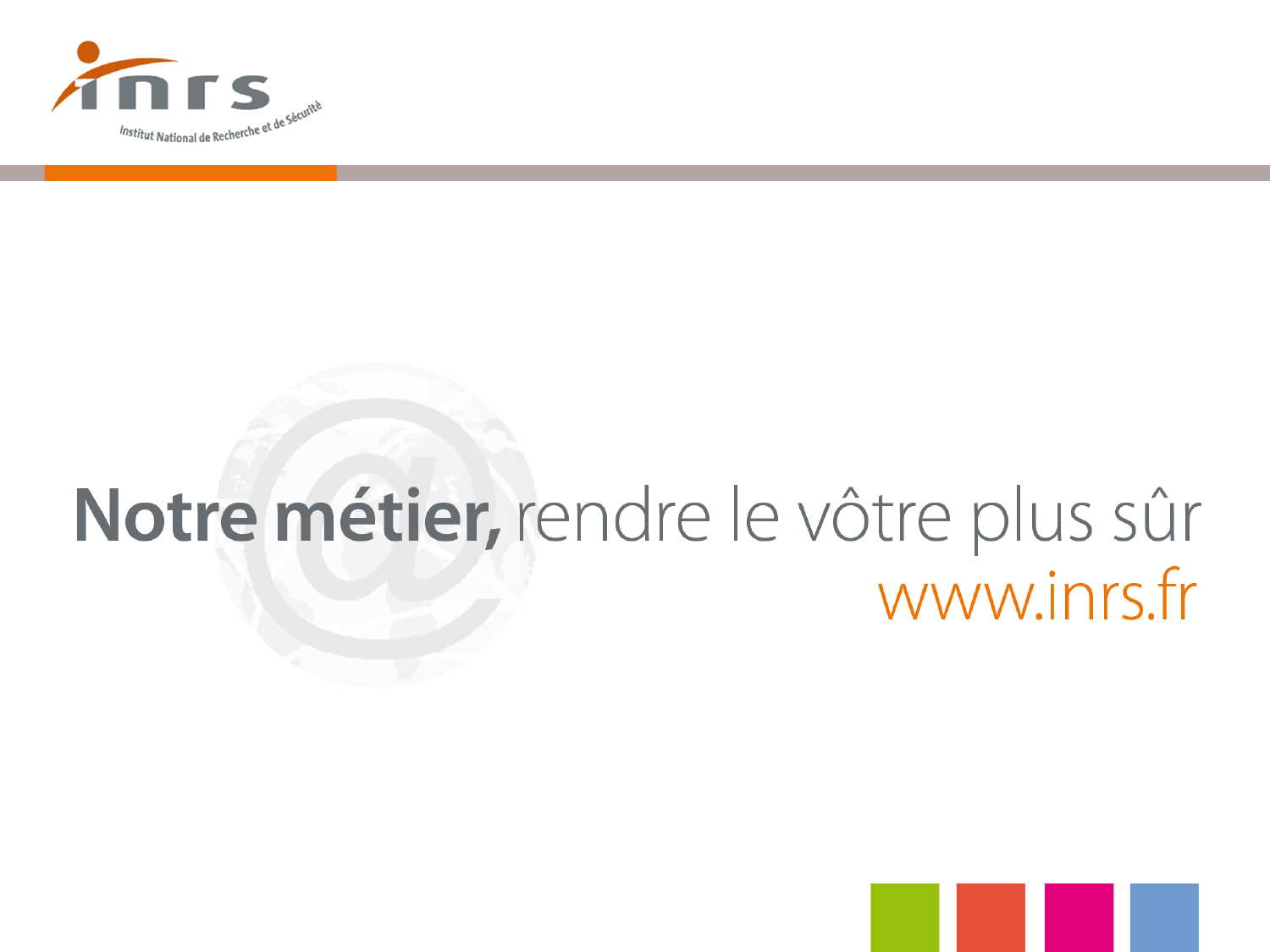inrs

Institut National de Recherche et de Sécurité

**Notre métier,** rendre le vôtre plus sûr

www.inrs.fr